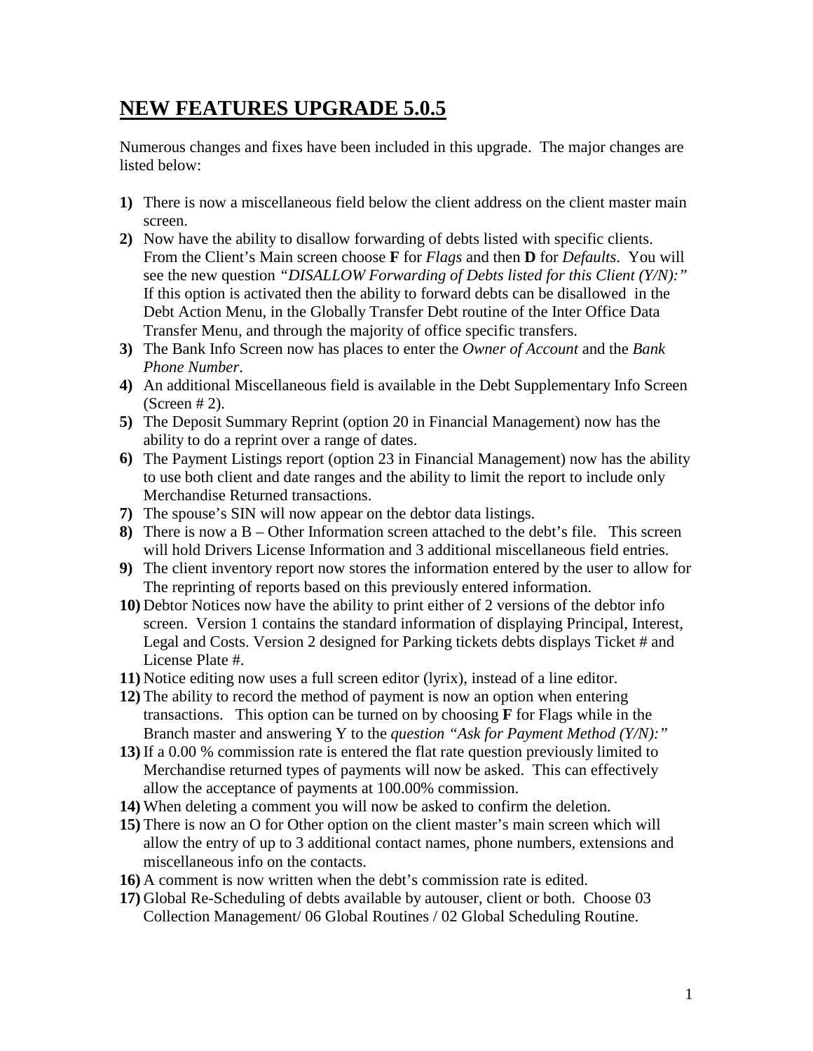# NEW FEATURES UPGRADE 5.0.5

Numerous changes and fixes have been included in this upgrade. The major changes are listed below:

1) There is now a miscellaneous field below the client address on the client master main screen.
2) Now have the ability to disallow forwarding of debts listed with specific clients. From the Client's Main screen choose **F** for *Flags* and then **D** for *Defaults*. You will see the new question *"DISALLOW Forwarding of Debts listed for this Client (Y/N):"* If this option is activated then the ability to forward debts can be disallowed in the Debt Action Menu, in the Globally Transfer Debt routine of the Inter Office Data Transfer Menu, and through the majority of office specific transfers.
3) The Bank Info Screen now has places to enter the *Owner of Account* and the *Bank Phone Number*.
4) An additional Miscellaneous field is available in the Debt Supplementary Info Screen (Screen # 2).
5) The Deposit Summary Reprint (option 20 in Financial Management) now has the ability to do a reprint over a range of dates.
6) The Payment Listings report (option 23 in Financial Management) now has the ability to use both client and date ranges and the ability to limit the report to include only Merchandise Returned transactions.
7) The spouse's SIN will now appear on the debtor data listings.
8) There is now a B – Other Information screen attached to the debt's file. This screen will hold Drivers License Information and 3 additional miscellaneous field entries.
9) The client inventory report now stores the information entered by the user to allow for The reprinting of reports based on this previously entered information.
10) Debtor Notices now have the ability to print either of 2 versions of the debtor info screen. Version 1 contains the standard information of displaying Principal, Interest, Legal and Costs. Version 2 designed for Parking tickets debts displays Ticket # and License Plate #.
11) Notice editing now uses a full screen editor (lyrix), instead of a line editor.
12) The ability to record the method of payment is now an option when entering transactions. This option can be turned on by choosing **F** for Flags while in the Branch master and answering Y to the *question "Ask for Payment Method (Y/N):"*
13) If a 0.00 % commission rate is entered the flat rate question previously limited to Merchandise returned types of payments will now be asked. This can effectively allow the acceptance of payments at 100.00% commission.
14) When deleting a comment you will now be asked to confirm the deletion.
15) There is now an O for Other option on the client master's main screen which will allow the entry of up to 3 additional contact names, phone numbers, extensions and miscellaneous info on the contacts.
16) A comment is now written when the debt's commission rate is edited.
17) Global Re-Scheduling of debts available by autouser, client or both. Choose 03 Collection Management/ 06 Global Routines / 02 Global Scheduling Routine.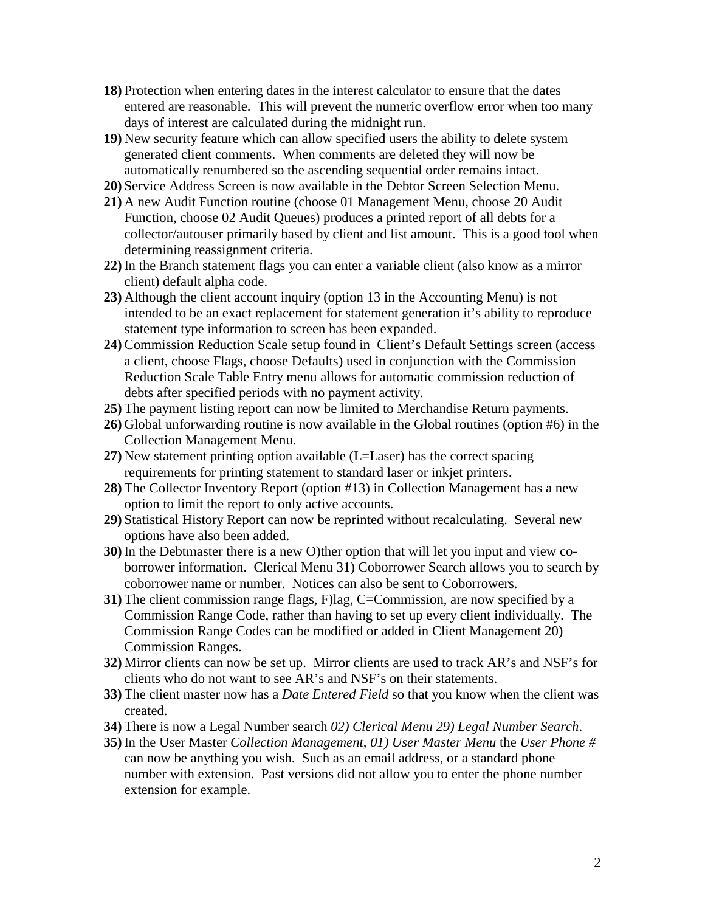**18)** Protection when entering dates in the interest calculator to ensure that the dates entered are reasonable. This will prevent the numeric overflow error when too many days of interest are calculated during the midnight run.

**19)** New security feature which can allow specified users the ability to delete system generated client comments. When comments are deleted they will now be automatically renumbered so the ascending sequential order remains intact.

**20)** Service Address Screen is now available in the Debtor Screen Selection Menu.

**21)** A new Audit Function routine (choose 01 Management Menu, choose 20 Audit Function, choose 02 Audit Queues) produces a printed report of all debts for a collector/autouser primarily based by client and list amount. This is a good tool when determining reassignment criteria.

**22)** In the Branch statement flags you can enter a variable client (also know as a mirror client) default alpha code.

**23)** Although the client account inquiry (option 13 in the Accounting Menu) is not intended to be an exact replacement for statement generation it's ability to reproduce statement type information to screen has been expanded.

**24)** Commission Reduction Scale setup found in Client's Default Settings screen (access a client, choose Flags, choose Defaults) used in conjunction with the Commission Reduction Scale Table Entry menu allows for automatic commission reduction of debts after specified periods with no payment activity.

**25)** The payment listing report can now be limited to Merchandise Return payments.

**26)** Global unforwarding routine is now available in the Global routines (option #6) in the Collection Management Menu.

**27)** New statement printing option available (L=Laser) has the correct spacing requirements for printing statement to standard laser or inkjet printers.

**28)** The Collector Inventory Report (option #13) in Collection Management has a new option to limit the report to only active accounts.

**29)** Statistical History Report can now be reprinted without recalculating. Several new options have also been added.

**30)** In the Debtmaster there is a new O)ther option that will let you input and view co-borrower information. Clerical Menu 31) Coborrower Search allows you to search by coborrower name or number. Notices can also be sent to Coborrowers.

**31)** The client commission range flags, F)lag, C=Commission, are now specified by a Commission Range Code, rather than having to set up every client individually. The Commission Range Codes can be modified or added in Client Management 20) Commission Ranges.

**32)** Mirror clients can now be set up. Mirror clients are used to track AR's and NSF's for clients who do not want to see AR's and NSF's on their statements.

**33)** The client master now has a *Date Entered Field* so that you know when the client was created.

**34)** There is now a Legal Number search *02) Clerical Menu 29) Legal Number Search*.

**35)** In the User Master *Collection Management, 01) User Master Menu* the *User Phone #* can now be anything you wish. Such as an email address, or a standard phone number with extension. Past versions did not allow you to enter the phone number extension for example.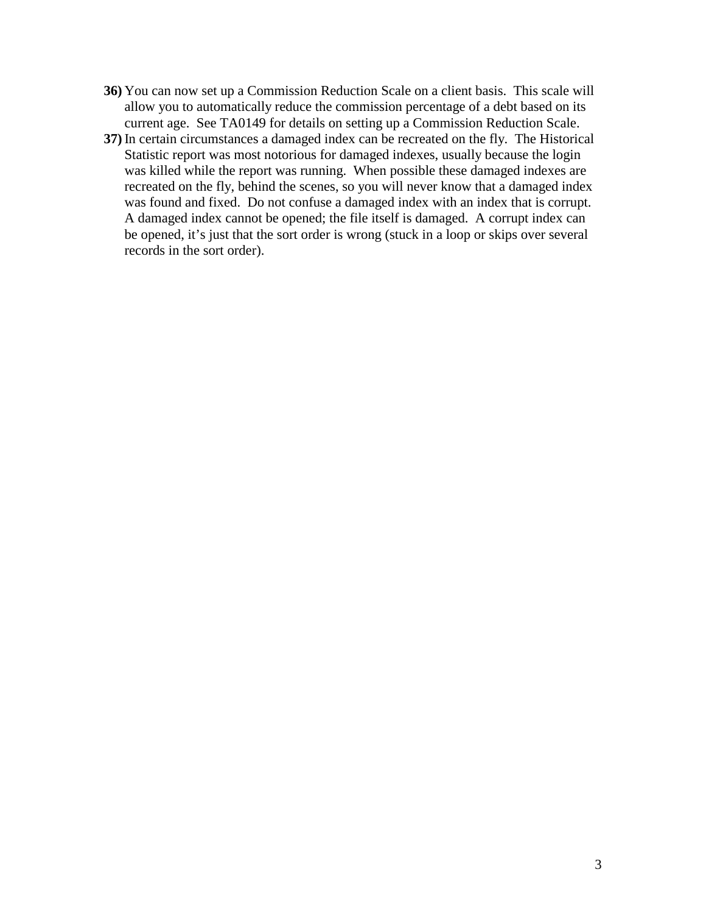**36)** You can now set up a Commission Reduction Scale on a client basis. This scale will allow you to automatically reduce the commission percentage of a debt based on its current age. See TA0149 for details on setting up a Commission Reduction Scale.

**37)** In certain circumstances a damaged index can be recreated on the fly. The Historical Statistic report was most notorious for damaged indexes, usually because the login was killed while the report was running. When possible these damaged indexes are recreated on the fly, behind the scenes, so you will never know that a damaged index was found and fixed. Do not confuse a damaged index with an index that is corrupt. A damaged index cannot be opened; the file itself is damaged. A corrupt index can be opened, it's just that the sort order is wrong (stuck in a loop or skips over several records in the sort order).